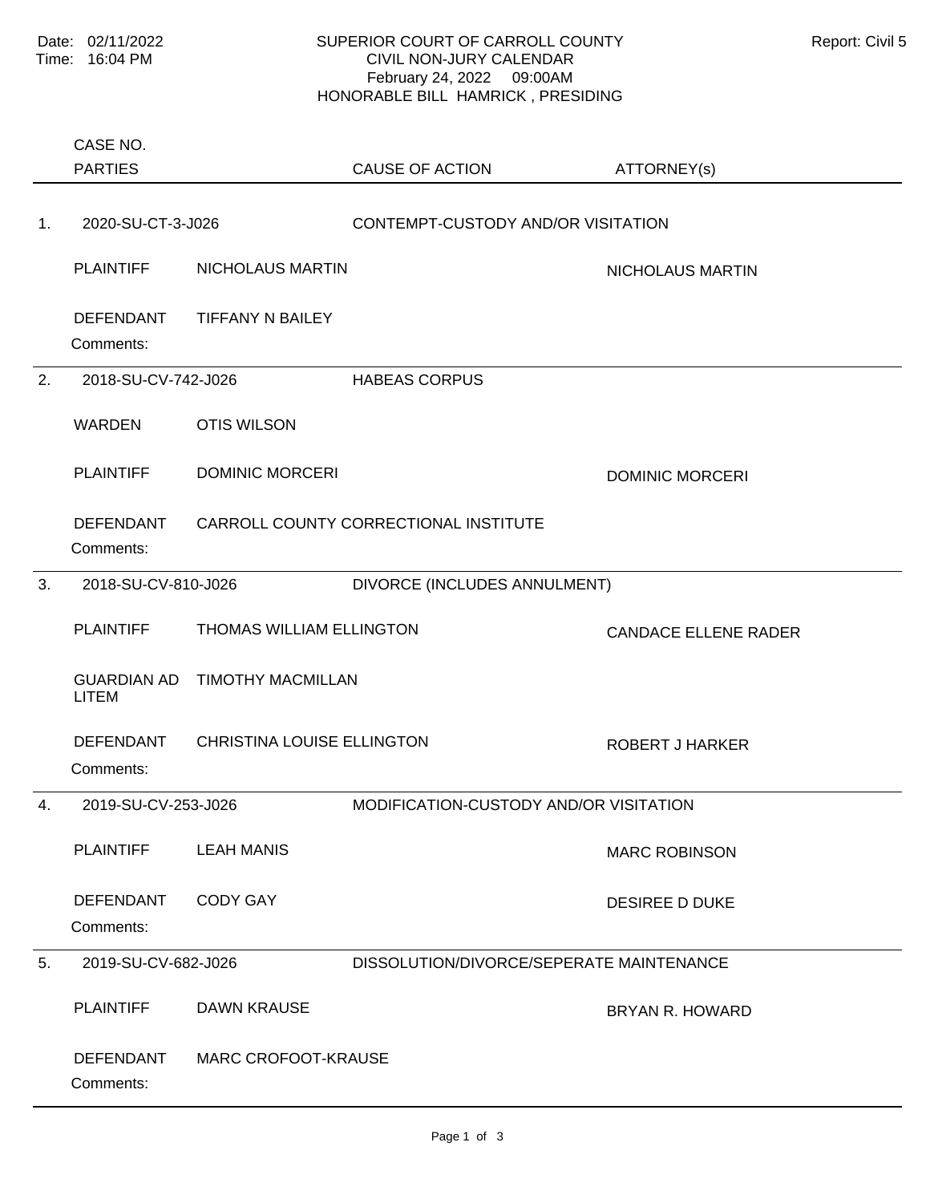Date: 02/11/2022
Time: 16:04 PM

# SUPERIOR COURT OF CARROLL COUNTY
## CIVIL NON-JURY CALENDAR
February 24, 2022 09:00AM
HONORABLE BILL HAMRICK , PRESIDING

Report: Civil 5

| | CASE NO. / PARTIES | | CAUSE OF ACTION | ATTORNEY(s) |
|---|---|---|---|---|
| 1. | 2020-SU-CT-3-J026 | | CONTEMPT-CUSTODY AND/OR VISITATION | |
| | PLAINTIFF | NICHOLAUS MARTIN | | NICHOLAUS MARTIN |
| | DEFENDANT | TIFFANY N BAILEY | | |
| | Comments: | | | |
| 2. | 2018-SU-CV-742-J026 | | HABEAS CORPUS | |
| | WARDEN | OTIS WILSON | | |
| | PLAINTIFF | DOMINIC MORCERI | | DOMINIC MORCERI |
| | DEFENDANT | CARROLL COUNTY CORRECTIONAL INSTITUTE | | |
| | Comments: | | | |
| 3. | 2018-SU-CV-810-J026 | | DIVORCE (INCLUDES ANNULMENT) | |
| | PLAINTIFF | THOMAS WILLIAM ELLINGTON | | CANDACE ELLENE RADER |
| | GUARDIAN AD LITEM | TIMOTHY MACMILLAN | | |
| | DEFENDANT | CHRISTINA LOUISE ELLINGTON | | ROBERT J HARKER |
| | Comments: | | | |
| 4. | 2019-SU-CV-253-J026 | | MODIFICATION-CUSTODY AND/OR VISITATION | |
| | PLAINTIFF | LEAH MANIS | | MARC ROBINSON |
| | DEFENDANT | CODY GAY | | DESIREE D DUKE |
| | Comments: | | | |
| 5. | 2019-SU-CV-682-J026 | | DISSOLUTION/DIVORCE/SEPERATE MAINTENANCE | |
| | PLAINTIFF | DAWN KRAUSE | | BRYAN R. HOWARD |
| | DEFENDANT | MARC CROFOOT-KRAUSE | | |
| | Comments: | | | |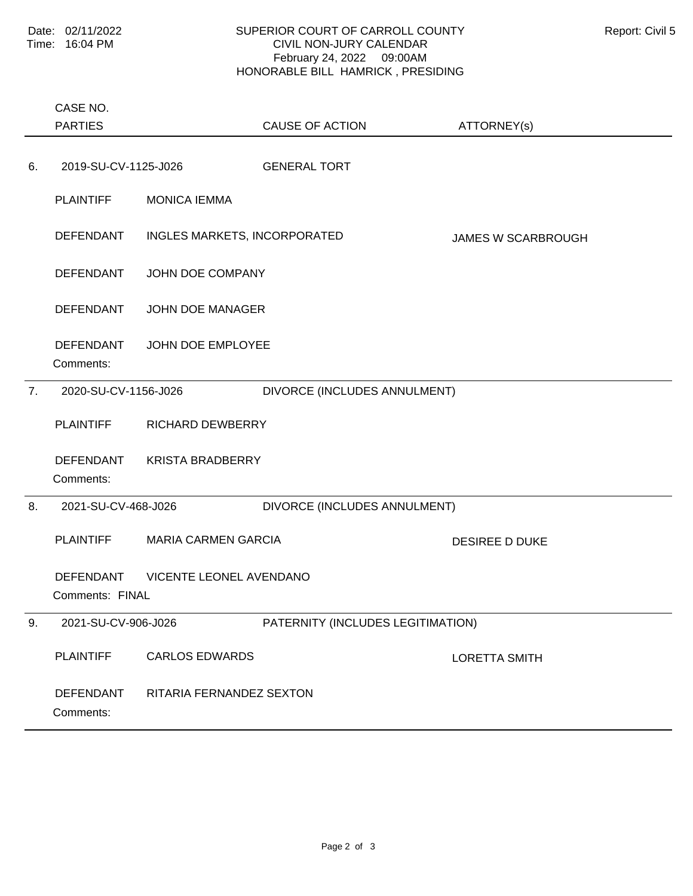SUPERIOR COURT OF CARROLL COUNTY
CIVIL NON-JURY CALENDAR
February 24, 2022 09:00AM
HONORABLE BILL HAMRICK , PRESIDING

Date: 02/11/2022
Time: 16:04 PM

Report: Civil 5

| | CASE NO. / PARTIES | | CAUSE OF ACTION | ATTORNEY(s) |
|---|---|---|---|---|
| 6. | 2019-SU-CV-1125-J026 | | GENERAL TORT | |
| | PLAINTIFF | MONICA IEMMA | | |
| | DEFENDANT | INGLES MARKETS, INCORPORATED | | JAMES W SCARBROUGH |
| | DEFENDANT | JOHN DOE COMPANY | | |
| | DEFENDANT | JOHN DOE MANAGER | | |
| | DEFENDANT | JOHN DOE EMPLOYEE | | |
| | Comments: | | | |
| 7. | 2020-SU-CV-1156-J026 | | DIVORCE (INCLUDES ANNULMENT) | |
| | PLAINTIFF | RICHARD DEWBERRY | | |
| | DEFENDANT | KRISTA BRADBERRY | | |
| | Comments: | | | |
| 8. | 2021-SU-CV-468-J026 | | DIVORCE (INCLUDES ANNULMENT) | |
| | PLAINTIFF | MARIA CARMEN GARCIA | | DESIREE D DUKE |
| | DEFENDANT | VICENTE LEONEL AVENDANO | | |
| | Comments: FINAL | | | |
| 9. | 2021-SU-CV-906-J026 | | PATERNITY (INCLUDES LEGITIMATION) | |
| | PLAINTIFF | CARLOS EDWARDS | | LORETTA SMITH |
| | DEFENDANT | RITARIA FERNANDEZ SEXTON | | |
| | Comments: | | | |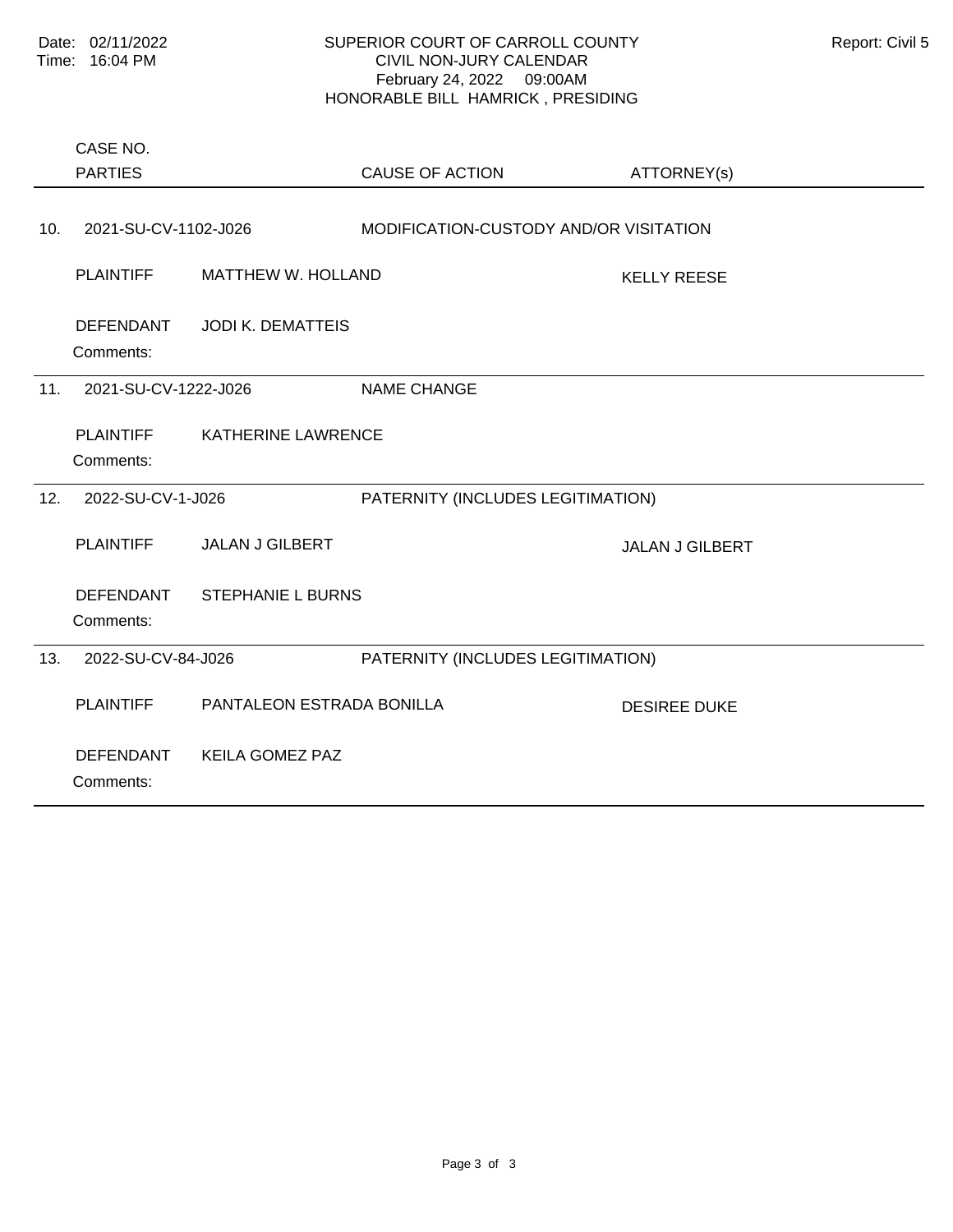Date: 02/11/2022
Time: 16:04 PM

# SUPERIOR COURT OF CARROLL COUNTY
## CIVIL NON-JURY CALENDAR
February 24, 2022 09:00AM
HONORABLE BILL HAMRICK , PRESIDING

Report: Civil 5

| | CASE NO. / PARTIES | | CAUSE OF ACTION | ATTORNEY(s) |
|---|---|---|---|---|
| 10. | 2021-SU-CV-1102-J026 | | MODIFICATION-CUSTODY AND/OR VISITATION | |
| | PLAINTIFF | MATTHEW W. HOLLAND | | KELLY REESE |
| | DEFENDANT | JODI K. DEMATTEIS | | |
| | Comments: | | | |
| 11. | 2021-SU-CV-1222-J026 | | NAME CHANGE | |
| | PLAINTIFF | KATHERINE LAWRENCE | | |
| | Comments: | | | |
| 12. | 2022-SU-CV-1-J026 | | PATERNITY (INCLUDES LEGITIMATION) | |
| | PLAINTIFF | JALAN J GILBERT | | JALAN J GILBERT |
| | DEFENDANT | STEPHANIE L BURNS | | |
| | Comments: | | | |
| 13. | 2022-SU-CV-84-J026 | | PATERNITY (INCLUDES LEGITIMATION) | |
| | PLAINTIFF | PANTALEON ESTRADA BONILLA | | DESIREE DUKE |
| | DEFENDANT | KEILA GOMEZ PAZ | | |
| | Comments: | | | |